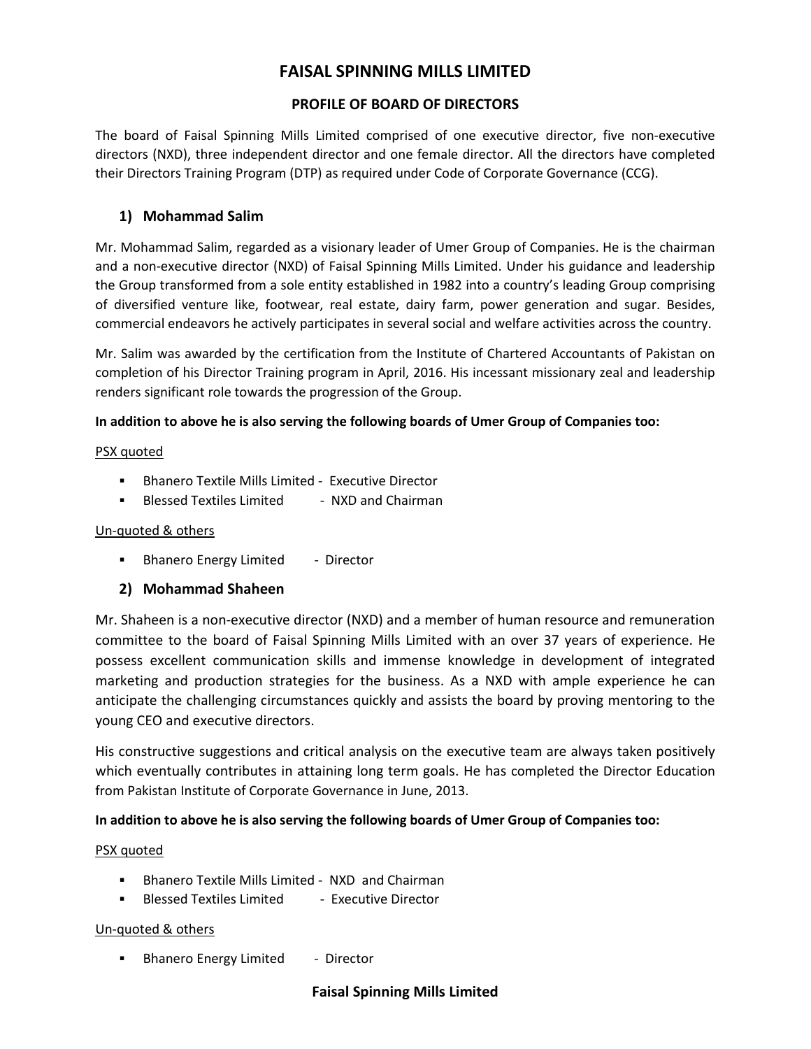# FAISAL SPINNING MILLS LIMITED

## PROFILE OF BOARD OF DIRECTORS

The board of Faisal Spinning Mills Limited comprised of one executive director, five non-executive directors (NXD), three independent director and one female director. All the directors have completed their Directors Training Program (DTP) as required under Code of Corporate Governance (CCG).

### 1) Mohammad Salim

Mr. Mohammad Salim, regarded as a visionary leader of Umer Group of Companies. He is the chairman and a non-executive director (NXD) of Faisal Spinning Mills Limited. Under his guidance and leadership the Group transformed from a sole entity established in 1982 into a country's leading Group comprising of diversified venture like, footwear, real estate, dairy farm, power generation and sugar. Besides, commercial endeavors he actively participates in several social and welfare activities across the country.

Mr. Salim was awarded by the certification from the Institute of Chartered Accountants of Pakistan on completion of his Director Training program in April, 2016. His incessant missionary zeal and leadership renders significant role towards the progression of the Group.

**In addition to above he is also serving the following boards of Umer Group of Companies too:**

<u>PSX quoted</u>

- Bhanero Textile Mills Limited - Executive Director
- Blessed Textiles Limited - NXD and Chairman

<u>Un-quoted & others</u>

- Bhanero Energy Limited - Director

### 2) Mohammad Shaheen

Mr. Shaheen is a non-executive director (NXD) and a member of human resource and remuneration committee to the board of Faisal Spinning Mills Limited with an over 37 years of experience. He possess excellent communication skills and immense knowledge in development of integrated marketing and production strategies for the business. As a NXD with ample experience he can anticipate the challenging circumstances quickly and assists the board by proving mentoring to the young CEO and executive directors.

His constructive suggestions and critical analysis on the executive team are always taken positively which eventually contributes in attaining long term goals. He has completed the Director Education from Pakistan Institute of Corporate Governance in June, 2013.

**In addition to above he is also serving the following boards of Umer Group of Companies too:**

<u>PSX quoted</u>

- Bhanero Textile Mills Limited - NXD and Chairman
- Blessed Textiles Limited - Executive Director

<u>Un-quoted & others</u>

- Bhanero Energy Limited - Director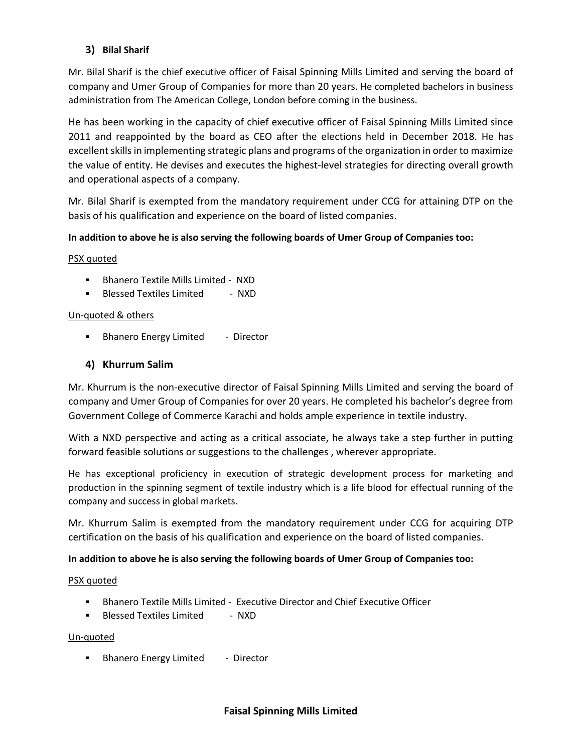### 3) Bilal Sharif

Mr. Bilal Sharif is the chief executive officer of Faisal Spinning Mills Limited and serving the board of company and Umer Group of Companies for more than 20 years. He completed bachelors in business administration from The American College, London before coming in the business.

He has been working in the capacity of chief executive officer of Faisal Spinning Mills Limited since 2011 and reappointed by the board as CEO after the elections held in December 2018. He has excellent skills in implementing strategic plans and programs of the organization in order to maximize the value of entity. He devises and executes the highest-level strategies for directing overall growth and operational aspects of a company.

Mr. Bilal Sharif is exempted from the mandatory requirement under CCG for attaining DTP on the basis of his qualification and experience on the board of listed companies.

**In addition to above he is also serving the following boards of Umer Group of Companies too:**

PSX quoted

- Bhanero Textile Mills Limited - NXD
- Blessed Textiles Limited - NXD

Un-quoted & others

- Bhanero Energy Limited - Director

### 4) Khurrum Salim

Mr. Khurrum is the non-executive director of Faisal Spinning Mills Limited and serving the board of company and Umer Group of Companies for over 20 years. He completed his bachelor's degree from Government College of Commerce Karachi and holds ample experience in textile industry.

With a NXD perspective and acting as a critical associate, he always take a step further in putting forward feasible solutions or suggestions to the challenges , wherever appropriate.

He has exceptional proficiency in execution of strategic development process for marketing and production in the spinning segment of textile industry which is a life blood for effectual running of the company and success in global markets.

Mr. Khurrum Salim is exempted from the mandatory requirement under CCG for acquiring DTP certification on the basis of his qualification and experience on the board of listed companies.

**In addition to above he is also serving the following boards of Umer Group of Companies too:**

PSX quoted

- Bhanero Textile Mills Limited - Executive Director and Chief Executive Officer
- Blessed Textiles Limited - NXD

Un-quoted

- Bhanero Energy Limited - Director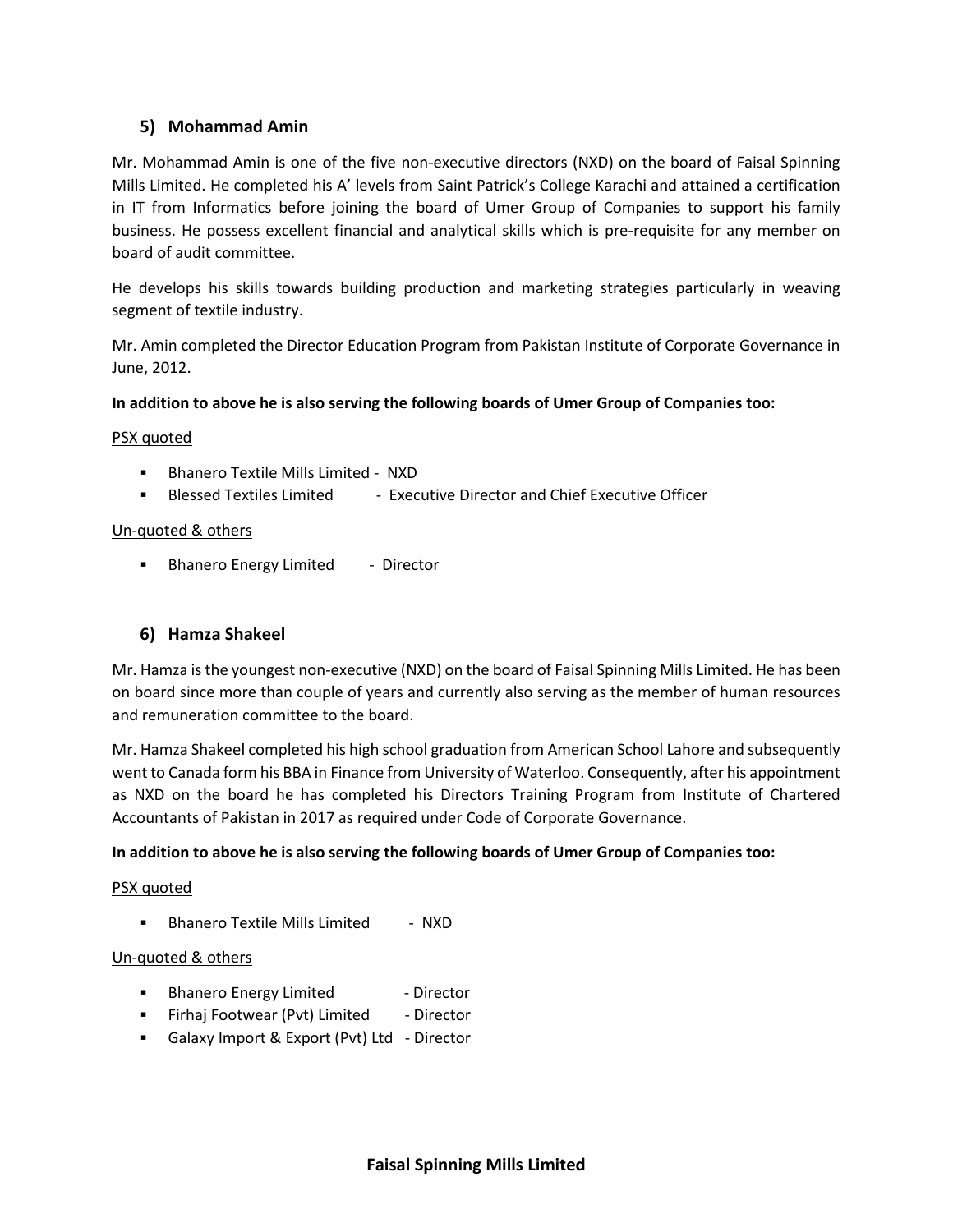## 5) Mohammad Amin

Mr. Mohammad Amin is one of the five non-executive directors (NXD) on the board of Faisal Spinning Mills Limited. He completed his A' levels from Saint Patrick's College Karachi and attained a certification in IT from Informatics before joining the board of Umer Group of Companies to support his family business. He possess excellent financial and analytical skills which is pre-requisite for any member on board of audit committee.

He develops his skills towards building production and marketing strategies particularly in weaving segment of textile industry.

Mr. Amin completed the Director Education Program from Pakistan Institute of Corporate Governance in June, 2012.

**In addition to above he is also serving the following boards of Umer Group of Companies too:**

PSX quoted

- Bhanero Textile Mills Limited - NXD
- Blessed Textiles Limited - Executive Director and Chief Executive Officer

Un-quoted & others

- Bhanero Energy Limited - Director

## 6) Hamza Shakeel

Mr. Hamza is the youngest non-executive (NXD) on the board of Faisal Spinning Mills Limited. He has been on board since more than couple of years and currently also serving as the member of human resources and remuneration committee to the board.

Mr. Hamza Shakeel completed his high school graduation from American School Lahore and subsequently went to Canada form his BBA in Finance from University of Waterloo. Consequently, after his appointment as NXD on the board he has completed his Directors Training Program from Institute of Chartered Accountants of Pakistan in 2017 as required under Code of Corporate Governance.

**In addition to above he is also serving the following boards of Umer Group of Companies too:**

PSX quoted

- Bhanero Textile Mills Limited - NXD

Un-quoted & others

- Bhanero Energy Limited - Director
- Firhaj Footwear (Pvt) Limited - Director
- Galaxy Import & Export (Pvt) Ltd - Director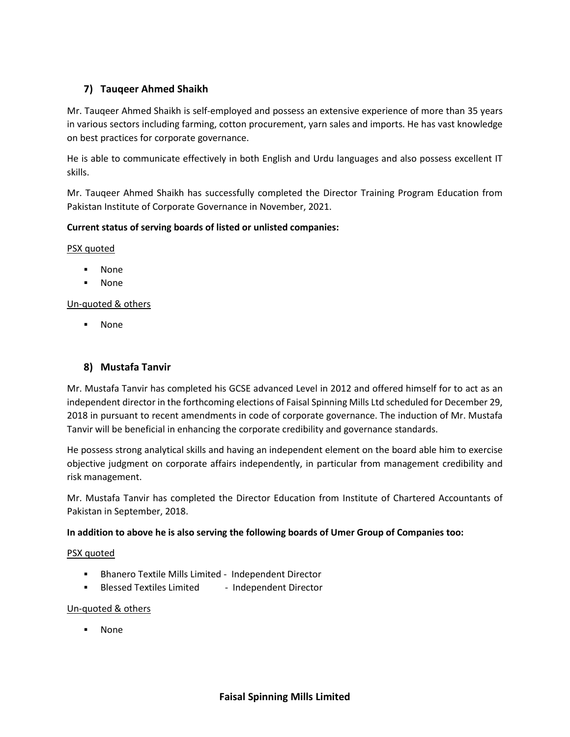### 7) Tauqeer Ahmed Shaikh

Mr. Tauqeer Ahmed Shaikh is self-employed and possess an extensive experience of more than 35 years in various sectors including farming, cotton procurement, yarn sales and imports. He has vast knowledge on best practices for corporate governance.

He is able to communicate effectively in both English and Urdu languages and also possess excellent IT skills.

Mr. Tauqeer Ahmed Shaikh has successfully completed the Director Training Program Education from Pakistan Institute of Corporate Governance in November, 2021.

**Current status of serving boards of listed or unlisted companies:**

PSX quoted

- None
- None

Un-quoted & others

- None

### 8) Mustafa Tanvir

Mr. Mustafa Tanvir has completed his GCSE advanced Level in 2012 and offered himself for to act as an independent director in the forthcoming elections of Faisal Spinning Mills Ltd scheduled for December 29, 2018 in pursuant to recent amendments in code of corporate governance. The induction of Mr. Mustafa Tanvir will be beneficial in enhancing the corporate credibility and governance standards.

He possess strong analytical skills and having an independent element on the board able him to exercise objective judgment on corporate affairs independently, in particular from management credibility and risk management.

Mr. Mustafa Tanvir has completed the Director Education from Institute of Chartered Accountants of Pakistan in September, 2018.

**In addition to above he is also serving the following boards of Umer Group of Companies too:**

PSX quoted

- Bhanero Textile Mills Limited - Independent Director
- Blessed Textiles Limited - Independent Director

Un-quoted & others

- None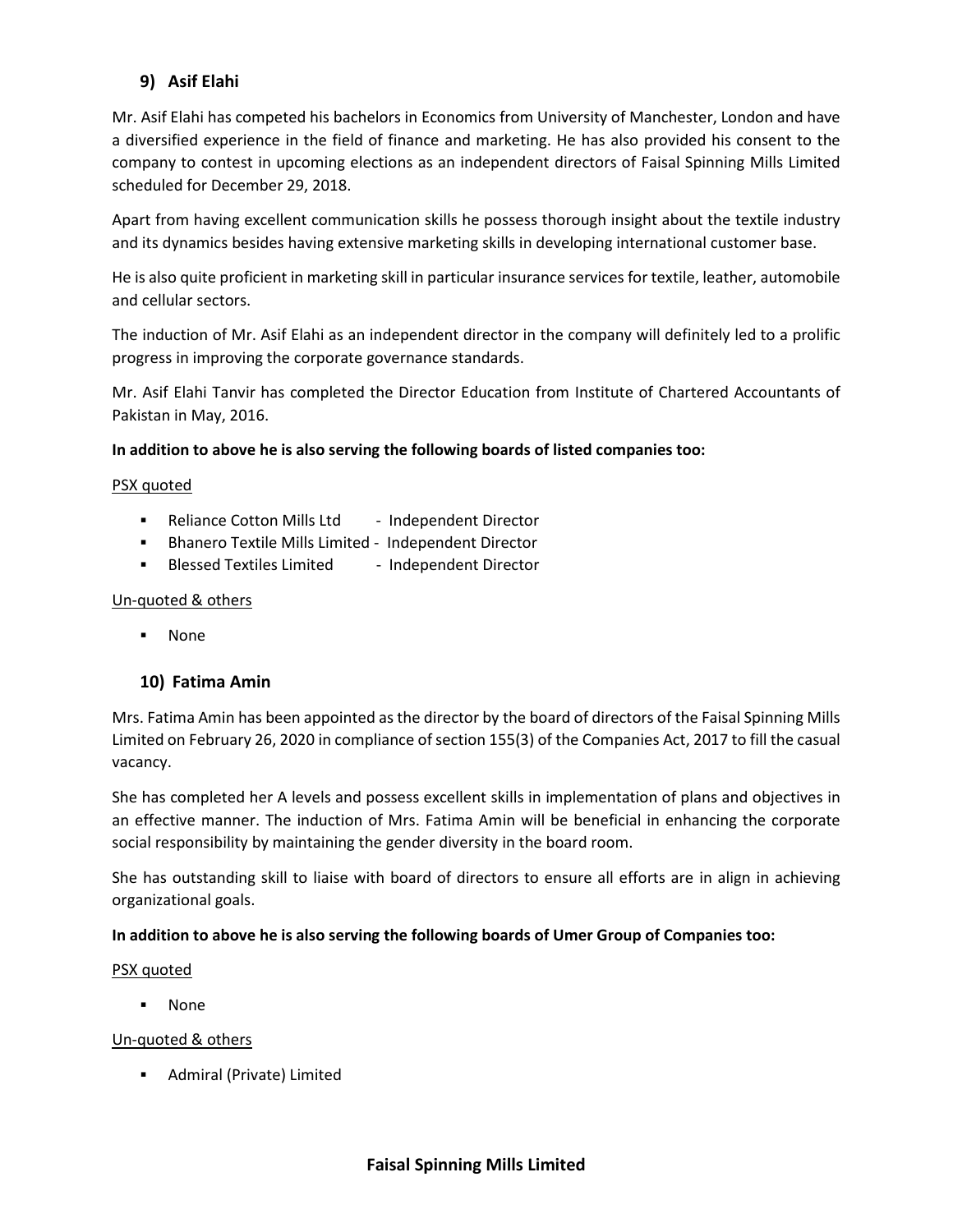## 9) Asif Elahi

Mr. Asif Elahi has competed his bachelors in Economics from University of Manchester, London and have a diversified experience in the field of finance and marketing. He has also provided his consent to the company to contest in upcoming elections as an independent directors of Faisal Spinning Mills Limited scheduled for December 29, 2018.

Apart from having excellent communication skills he possess thorough insight about the textile industry and its dynamics besides having extensive marketing skills in developing international customer base.

He is also quite proficient in marketing skill in particular insurance services for textile, leather, automobile and cellular sectors.

The induction of Mr. Asif Elahi as an independent director in the company will definitely led to a prolific progress in improving the corporate governance standards.

Mr. Asif Elahi Tanvir has completed the Director Education from Institute of Chartered Accountants of Pakistan in May, 2016.

**In addition to above he is also serving the following boards of listed companies too:**

PSX quoted

- Reliance Cotton Mills Ltd - Independent Director
- Bhanero Textile Mills Limited - Independent Director
- Blessed Textiles Limited - Independent Director

Un-quoted & others

- None

## 10) Fatima Amin

Mrs. Fatima Amin has been appointed as the director by the board of directors of the Faisal Spinning Mills Limited on February 26, 2020 in compliance of section 155(3) of the Companies Act, 2017 to fill the casual vacancy.

She has completed her A levels and possess excellent skills in implementation of plans and objectives in an effective manner. The induction of Mrs. Fatima Amin will be beneficial in enhancing the corporate social responsibility by maintaining the gender diversity in the board room.

She has outstanding skill to liaise with board of directors to ensure all efforts are in align in achieving organizational goals.

**In addition to above he is also serving the following boards of Umer Group of Companies too:**

PSX quoted

- None

Un-quoted & others

- Admiral (Private) Limited